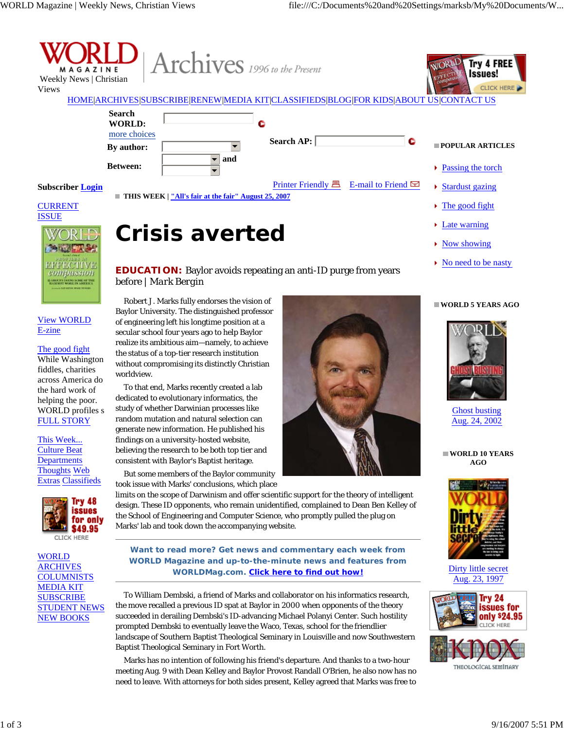WORLD MAGAZINE

Weekly News | Christian Views

Archives 1996 to the Present

HOME | ARCHIVES | SUBSCRIBE | RENEW | MEDIA KIT | CLASSIFIEDS | BLOG | FOR KIDS | ABOUT US | CONTACT US

Search WORLD:

more choices

By author:

Between: and

Search AP:

Subscriber Login

CURRENT ISSUE

View WORLD E-zine

The good fight

While Washington fiddles, charities across America do the hard work of helping the poor. WORLD profiles s FULL STORY

This Week...
Culture Beat
Departments
Thoughts Web
Extras Classifieds

WORLD
ARCHIVES
COLUMNISTS
MEDIA KIT
SUBSCRIBE
STUDENT NEWS
NEW BOOKS

Printer Friendly E-mail to Friend

THIS WEEK | "All's fair at the fair" August 25, 2007

# Crisis averted

**EDUCATION:** Baylor avoids repeating an anti-ID purge from years before | Mark Bergin

Robert J. Marks fully endorses the vision of Baylor University. The distinguished professor of engineering left his longtime position at a secular school four years ago to help Baylor realize its ambitious aim—namely, to achieve the status of a top-tier research institution without compromising its distinctly Christian worldview.

To that end, Marks recently created a lab dedicated to evolutionary informatics, the study of whether Darwinian processes like random mutation and natural selection can generate new information. He published his findings on a university-hosted website, believing the research to be both top tier and consistent with Baylor's Baptist heritage.

But some members of the Baylor community took issue with Marks' conclusions, which place limits on the scope of Darwinism and offer scientific support for the theory of intelligent design. These ID opponents, who remain unidentified, complained to Dean Ben Kelley of the School of Engineering and Computer Science, who promptly pulled the plug on Marks' lab and took down the accompanying website.

**Want to read more? Get news and commentary each week from WORLD Magazine and up-to-the-minute news and features from WORLDMag.com. Click here to find out how!**

To William Dembski, a friend of Marks and collaborator on his informatics research, the move recalled a previous ID spat at Baylor in 2000 when opponents of the theory succeeded in derailing Dembski's ID-advancing Michael Polanyi Center. Such hostility prompted Dembski to eventually leave the Waco, Texas, school for the friendlier landscape of Southern Baptist Theological Seminary in Louisville and now Southwestern Baptist Theological Seminary in Fort Worth.

Marks has no intention of following his friend's departure. And thanks to a two-hour meeting Aug. 9 with Dean Kelley and Baylor Provost Randall O'Brien, he also now has no need to leave. With attorneys for both sides present, Kelley agreed that Marks was free to

**POPULAR ARTICLES**

- Passing the torch
- Stardust gazing
- The good fight
- Late warning
- Now showing
- No need to be nasty

**WORLD 5 YEARS AGO**

Ghost busting
Aug. 24, 2002

**WORLD 10 YEARS AGO**

Dirty little secret
Aug. 23, 1997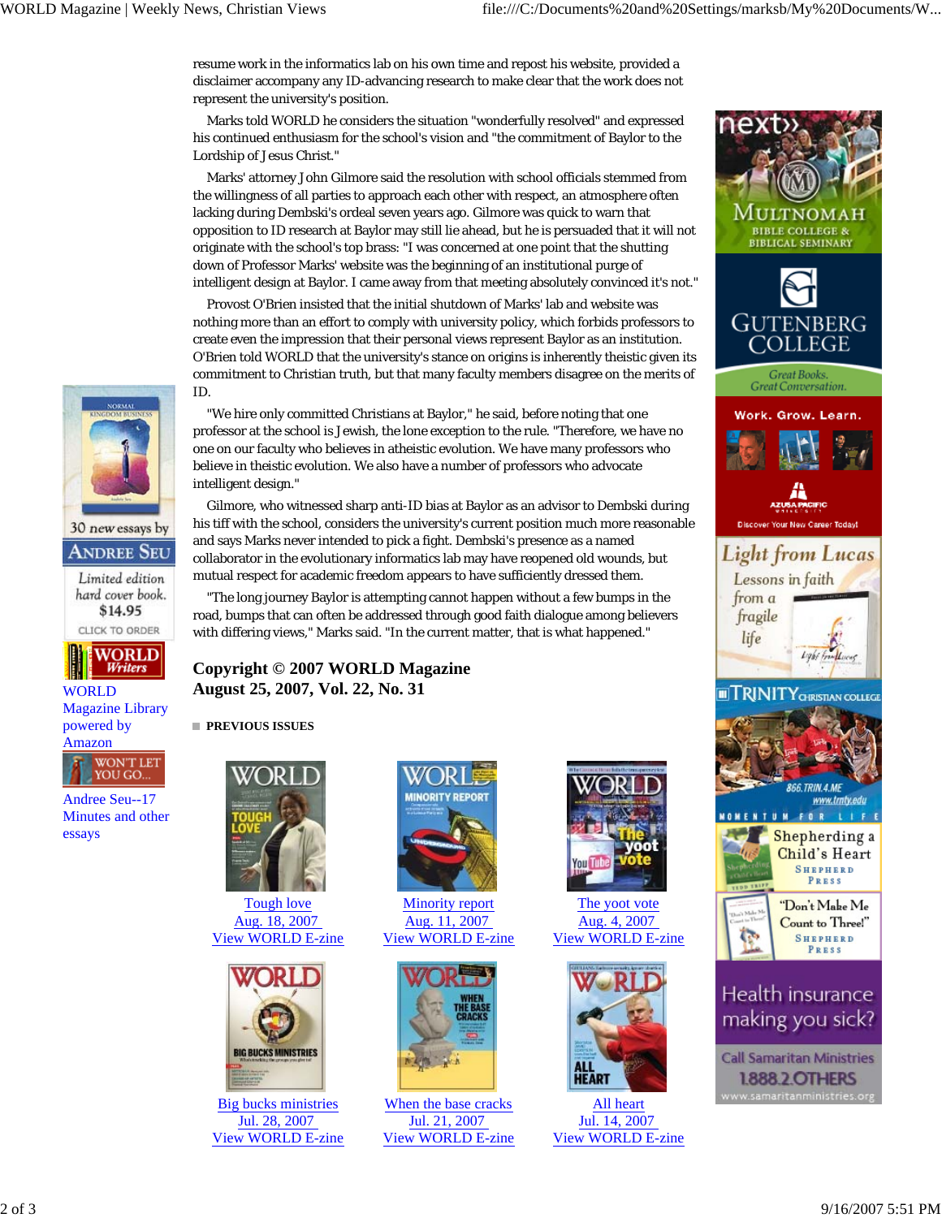resume work in the informatics lab on his own time and repost his website, provided a disclaimer accompany any ID-advancing research to make clear that the work does not represent the university's position.

Marks told WORLD he considers the situation "wonderfully resolved" and expressed his continued enthusiasm for the school's vision and "the commitment of Baylor to the Lordship of Jesus Christ."

Marks' attorney John Gilmore said the resolution with school officials stemmed from the willingness of all parties to approach each other with respect, an atmosphere often lacking during Dembski's ordeal seven years ago. Gilmore was quick to warn that opposition to ID research at Baylor may still lie ahead, but he is persuaded that it will not originate with the school's top brass: "I was concerned at one point that the shutting down of Professor Marks' website was the beginning of an institutional purge of intelligent design at Baylor. I came away from that meeting absolutely convinced it's not."

Provost O'Brien insisted that the initial shutdown of Marks' lab and website was nothing more than an effort to comply with university policy, which forbids professors to create even the impression that their personal views represent Baylor as an institution. O'Brien told WORLD that the university's stance on origins is inherently theistic given its commitment to Christian truth, but that many faculty members disagree on the merits of ID.

"We hire only committed Christians at Baylor," he said, before noting that one professor at the school is Jewish, the lone exception to the rule. "Therefore, we have no one on our faculty who believes in atheistic evolution. We have many professors who believe in theistic evolution. We also have a number of professors who advocate intelligent design."

Gilmore, who witnessed sharp anti-ID bias at Baylor as an advisor to Dembski during his tiff with the school, considers the university's current position much more reasonable and says Marks never intended to pick a fight. Dembski's presence as a named collaborator in the evolutionary informatics lab may have reopened old wounds, but mutual respect for academic freedom appears to have sufficiently dressed them.

"The long journey Baylor is attempting cannot happen without a few bumps in the road, bumps that can often be addressed through good faith dialogue among believers with differing views," Marks said. "In the current matter, that is what happened."

**Copyright © 2007 WORLD Magazine**
**August 25, 2007, Vol. 22, No. 31**

**PREVIOUS ISSUES**

| | | |
|---|---|---|
| Tough love<br>Aug. 18, 2007<br>View WORLD E-zine | Minority report<br>Aug. 11, 2007<br>View WORLD E-zine | The yoot vote<br>Aug. 4, 2007<br>View WORLD E-zine |
| Big bucks ministries<br>Jul. 28, 2007<br>View WORLD E-zine | When the base cracks<br>Jul. 21, 2007<br>View WORLD E-zine | All heart<br>Jul. 14, 2007<br>View WORLD E-zine |

30 new essays by Andree Seu
Limited edition hard cover book. $14.95
CLICK TO ORDER

WORLD Magazine Library powered by Amazon

Andree Seu--17 Minutes and other essays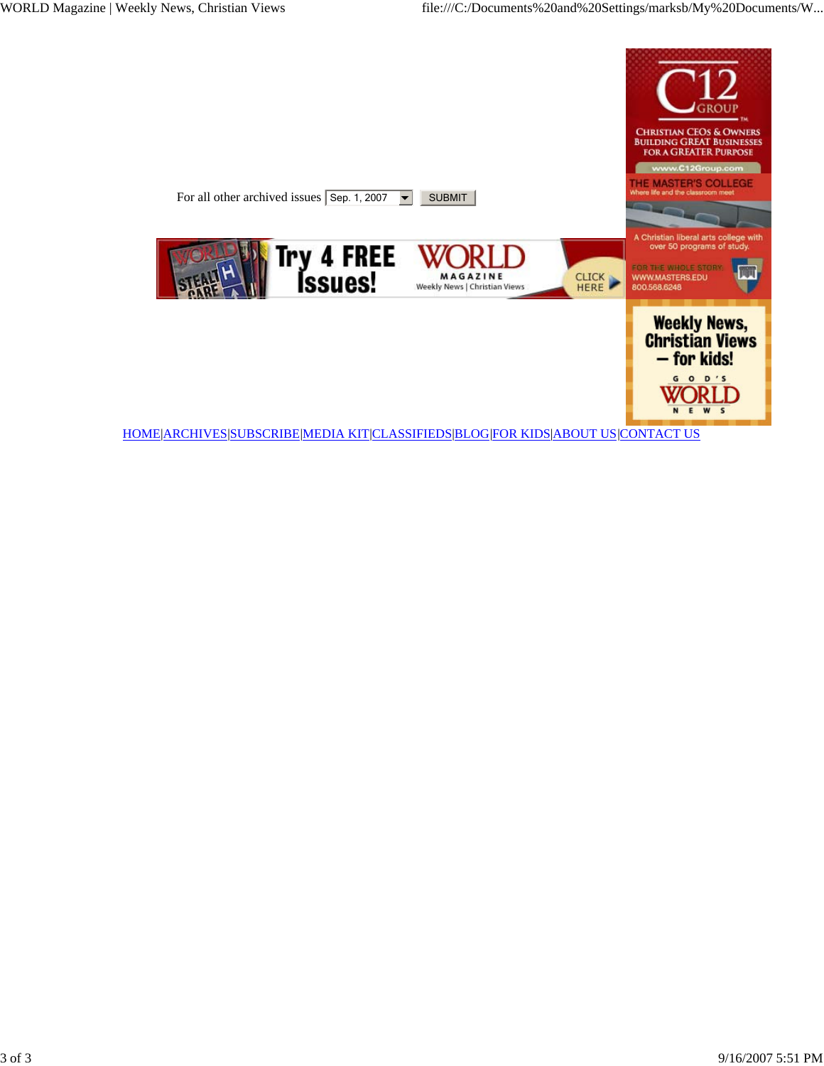For all other archived issues Sep. 1, 2007 SUBMIT

HOME|ARCHIVES|SUBSCRIBE|MEDIA KIT|CLASSIFIEDS|BLOG|FOR KIDS|ABOUT US|CONTACT US